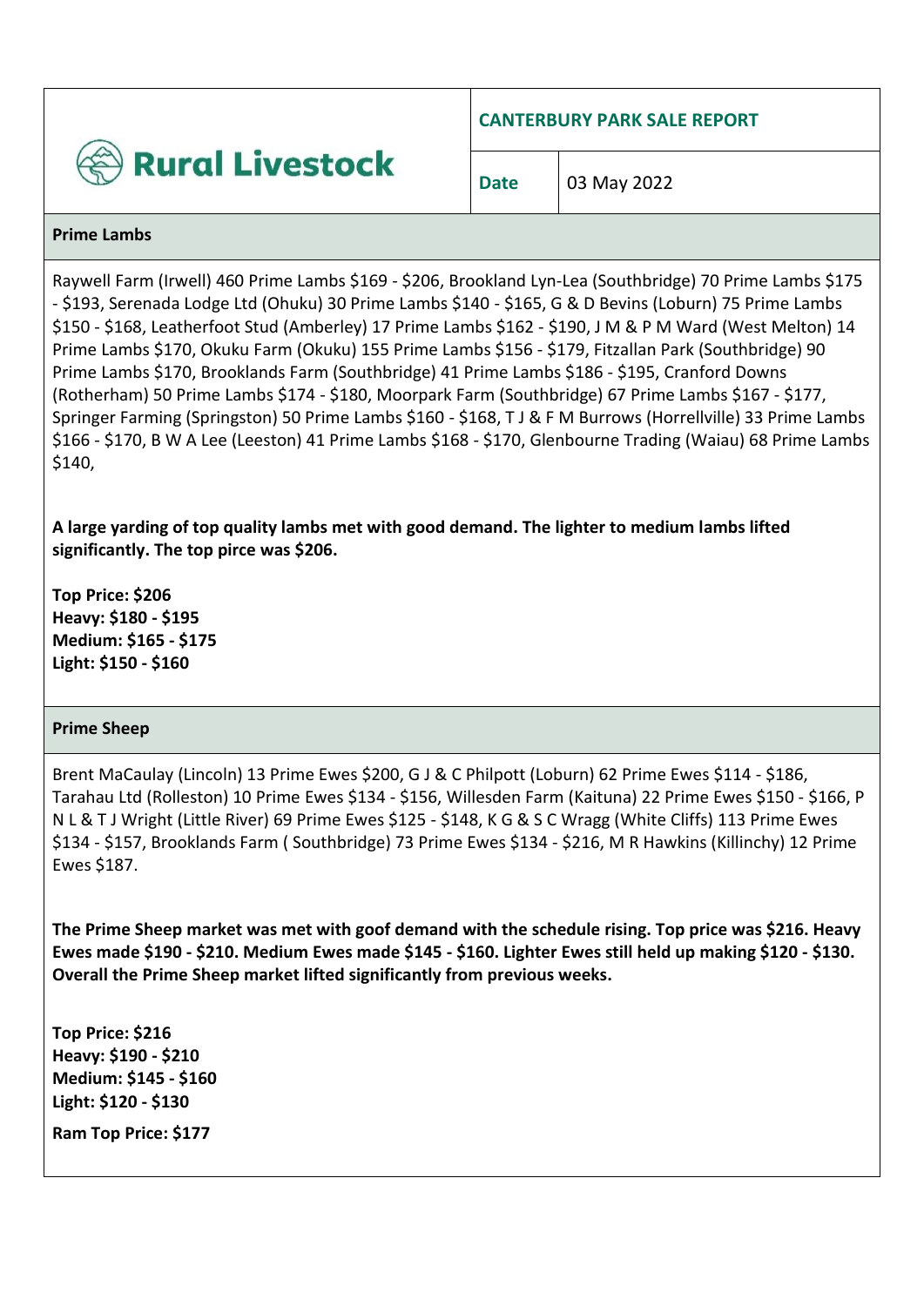Rural Livestock

**CANTERBURY PARK SALE REPORT**

**Date** 03 May 2022

## Prime Lambs

Raywell Farm (Irwell) 460 Prime Lambs $169 - $206, Brookland Lyn-Lea (Southbridge) 70 Prime Lambs $175 - $193, Serenada Lodge Ltd (Ohuku) 30 Prime Lambs $140 - $165, G & D Bevins (Loburn) 75 Prime Lambs $150 - $168, Leatherfoot Stud (Amberley) 17 Prime Lambs $162 - $190, J M & P M Ward (West Melton) 14 Prime Lambs $170, Okuku Farm (Okuku) 155 Prime Lambs $156 - $179, Fitzallan Park (Southbridge) 90 Prime Lambs $170, Brooklands Farm (Southbridge) 41 Prime Lambs $186 - $195, Cranford Downs (Rotherham) 50 Prime Lambs $174 - $180, Moorpark Farm (Southbridge) 67 Prime Lambs $167 - $177, Springer Farming (Springston) 50 Prime Lambs $160 - $168, T J & F M Burrows (Horrellville) 33 Prime Lambs $166 - $170, B W A Lee (Leeston) 41 Prime Lambs $168 - $170, Glenbourne Trading (Waiau) 68 Prime Lambs $140,

**A large yarding of top quality lambs met with good demand. The lighter to medium lambs lifted significantly. The top pirce was $206.**

**Top Price: $206**
**Heavy: $180 - $195**
**Medium: $165 - $175**
**Light: $150 - $160**

## Prime Sheep

Brent MaCaulay (Lincoln) 13 Prime Ewes $200, G J & C Philpott (Loburn) 62 Prime Ewes $114 - $186, Tarahau Ltd (Rolleston) 10 Prime Ewes $134 - $156, Willesden Farm (Kaituna) 22 Prime Ewes $150 - $166, P N L & T J Wright (Little River) 69 Prime Ewes $125 - $148, K G & S C Wragg (White Cliffs) 113 Prime Ewes $134 - $157, Brooklands Farm ( Southbridge) 73 Prime Ewes $134 - $216, M R Hawkins (Killinchy) 12 Prime Ewes $187.

**The Prime Sheep market was met with goof demand with the schedule rising. Top price was $216. Heavy Ewes made $190 - $210. Medium Ewes made $145 - $160. Lighter Ewes still held up making $120 - $130. Overall the Prime Sheep market lifted significantly from previous weeks.**

**Top Price: $216**
**Heavy: $190 - $210**
**Medium: $145 - $160**
**Light: $120 - $130**

**Ram Top Price: $177**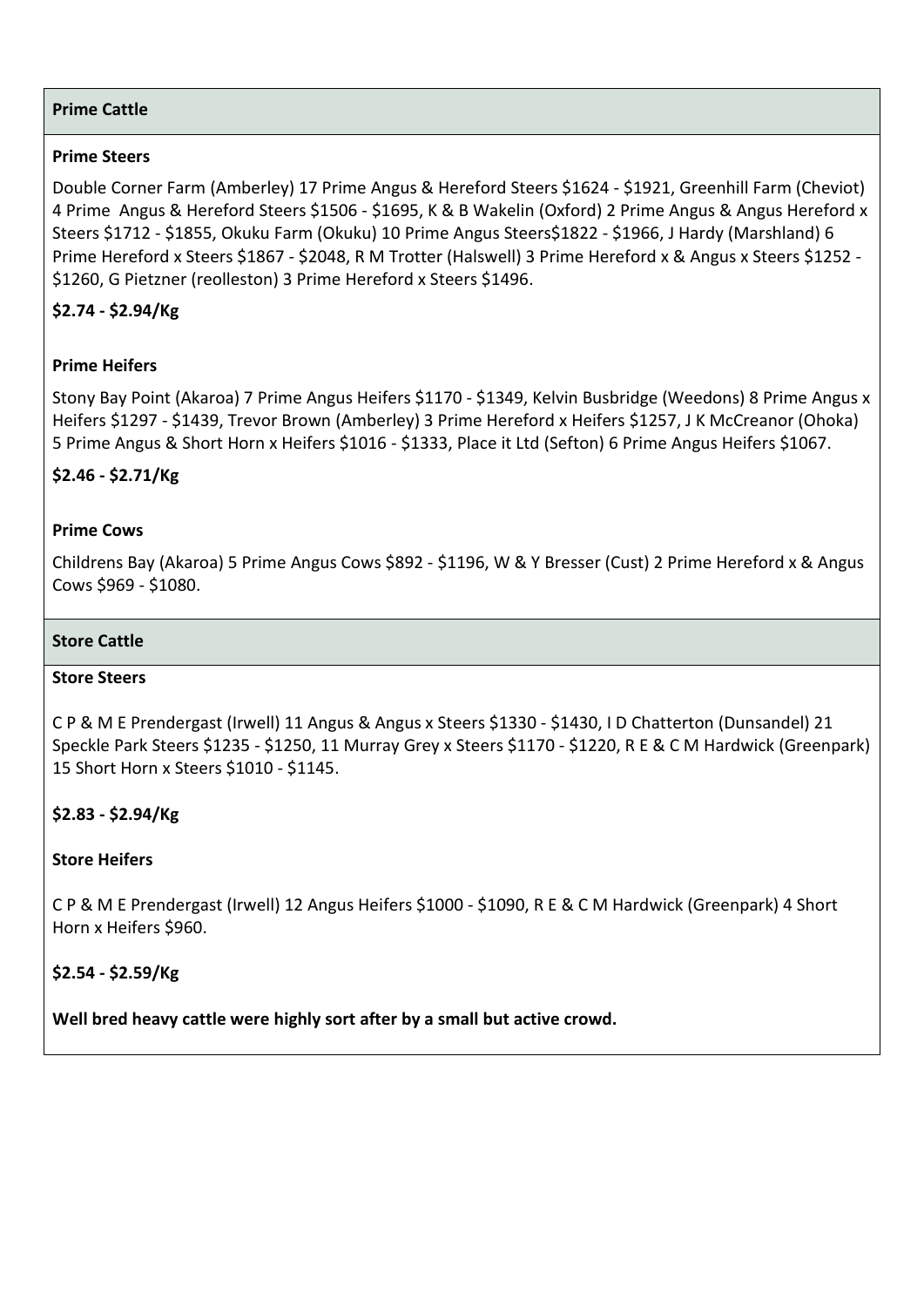## Prime Cattle

### Prime Steers

Double Corner Farm (Amberley) 17 Prime Angus & Hereford Steers $1624 - $1921, Greenhill Farm (Cheviot) 4 Prime Angus & Hereford Steers $1506 - $1695, K & B Wakelin (Oxford) 2 Prime Angus & Angus Hereford x Steers $1712 - $1855, Okuku Farm (Okuku) 10 Prime Angus Steers$1822 - $1966, J Hardy (Marshland) 6 Prime Hereford x Steers $1867 - $2048, R M Trotter (Halswell) 3 Prime Hereford x & Angus x Steers $1252 - $1260, G Pietzner (reolleston) 3 Prime Hereford x Steers $1496.

**$2.74 - $2.94/Kg**

### Prime Heifers

Stony Bay Point (Akaroa) 7 Prime Angus Heifers $1170 - $1349, Kelvin Busbridge (Weedons) 8 Prime Angus x Heifers $1297 - $1439, Trevor Brown (Amberley) 3 Prime Hereford x Heifers $1257, J K McCreanor (Ohoka) 5 Prime Angus & Short Horn x Heifers $1016 - $1333, Place it Ltd (Sefton) 6 Prime Angus Heifers $1067.

**$2.46 - $2.71/Kg**

### Prime Cows

Childrens Bay (Akaroa) 5 Prime Angus Cows $892 - $1196, W & Y Bresser (Cust) 2 Prime Hereford x & Angus Cows $969 - $1080.

## Store Cattle

### Store Steers

C P & M E Prendergast (Irwell) 11 Angus & Angus x Steers $1330 - $1430, I D Chatterton (Dunsandel) 21 Speckle Park Steers $1235 - $1250, 11 Murray Grey x Steers $1170 - $1220, R E & C M Hardwick (Greenpark) 15 Short Horn x Steers $1010 - $1145.

**$2.83 - $2.94/Kg**

### Store Heifers

C P & M E Prendergast (Irwell) 12 Angus Heifers $1000 - $1090, R E & C M Hardwick (Greenpark) 4 Short Horn x Heifers $960.

**$2.54 - $2.59/Kg**

**Well bred heavy cattle were highly sort after by a small but active crowd.**